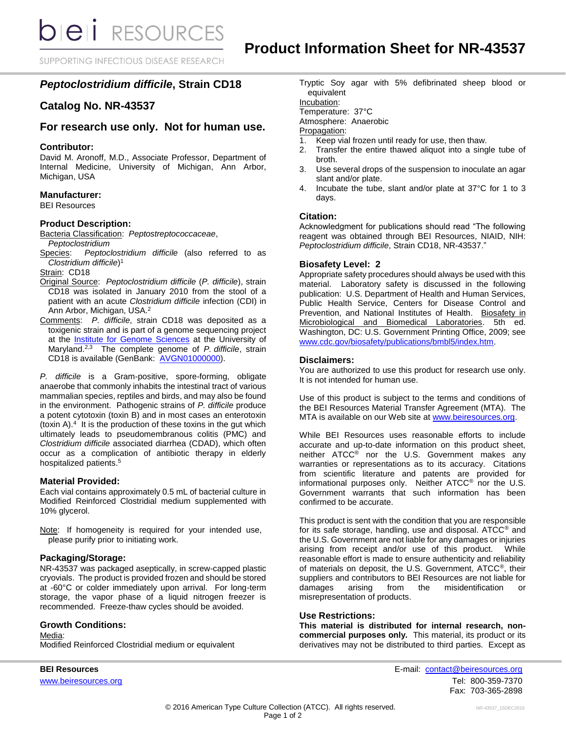# Product Information Sheet for NR-43537

## *Peptoclostridium difficile*, Strain CD18

## Catalog No. NR-43537

## For research use only. Not for human use.

### Contributor:
David M. Aronoff, M.D., Associate Professor, Department of Internal Medicine, University of Michigan, Ann Arbor, Michigan, USA

### Manufacturer:
BEI Resources

### Product Description:
Bacteria Classification: *Peptostreptococcaceae*, *Peptoclostridium*
Species: *Peptoclostridium difficile* (also referred to as *Clostridium difficile*)[1]
Strain: CD18
Original Source: *Peptoclostridium difficile* (*P. difficile*), strain CD18 was isolated in January 2010 from the stool of a patient with an acute *Clostridium difficile* infection (CDI) in Ann Arbor, Michigan, USA.[2]
Comments: *P. difficile*, strain CD18 was deposited as a toxigenic strain and is part of a genome sequencing project at the Institute for Genome Sciences at the University of Maryland.[2,3] The complete genome of *P. difficile*, strain CD18 is available (GenBank: AVGN01000000).

*P. difficile* is a Gram-positive, spore-forming, obligate anaerobe that commonly inhabits the intestinal tract of various mammalian species, reptiles and birds, and may also be found in the environment. Pathogenic strains of *P. difficile* produce a potent cytotoxin (toxin B) and in most cases an enterotoxin (toxin A).[4] It is the production of these toxins in the gut which ultimately leads to pseudomembranous colitis (PMC) and *Clostridium difficile* associated diarrhea (CDAD), which often occur as a complication of antibiotic therapy in elderly hospitalized patients.[5]

### Material Provided:
Each vial contains approximately 0.5 mL of bacterial culture in Modified Reinforced Clostridial medium supplemented with 10% glycerol.

Note: If homogeneity is required for your intended use, please purify prior to initiating work.

### Packaging/Storage:
NR-43537 was packaged aseptically, in screw-capped plastic cryovials. The product is provided frozen and should be stored at -60°C or colder immediately upon arrival. For long-term storage, the vapor phase of a liquid nitrogen freezer is recommended. Freeze-thaw cycles should be avoided.

### Growth Conditions:
Media:
Modified Reinforced Clostridial medium or equivalent
Tryptic Soy agar with 5% defibrinated sheep blood or equivalent
Incubation:
Temperature: 37°C
Atmosphere: Anaerobic
Propagation:
1. Keep vial frozen until ready for use, then thaw.
2. Transfer the entire thawed aliquot into a single tube of broth.
3. Use several drops of the suspension to inoculate an agar slant and/or plate.
4. Incubate the tube, slant and/or plate at 37°C for 1 to 3 days.

### Citation:
Acknowledgment for publications should read "The following reagent was obtained through BEI Resources, NIAID, NIH: *Peptoclostridium difficile*, Strain CD18, NR-43537."

### Biosafety Level: 2
Appropriate safety procedures should always be used with this material. Laboratory safety is discussed in the following publication: U.S. Department of Health and Human Services, Public Health Service, Centers for Disease Control and Prevention, and National Institutes of Health. Biosafety in Microbiological and Biomedical Laboratories. 5th ed. Washington, DC: U.S. Government Printing Office, 2009; see www.cdc.gov/biosafety/publications/bmbl5/index.htm.

### Disclaimers:
You are authorized to use this product for research use only. It is not intended for human use.

Use of this product is subject to the terms and conditions of the BEI Resources Material Transfer Agreement (MTA). The MTA is available on our Web site at www.beiresources.org.

While BEI Resources uses reasonable efforts to include accurate and up-to-date information on this product sheet, neither ATCC® nor the U.S. Government makes any warranties or representations as to its accuracy. Citations from scientific literature and patents are provided for informational purposes only. Neither ATCC® nor the U.S. Government warrants that such information has been confirmed to be accurate.

This product is sent with the condition that you are responsible for its safe storage, handling, use and disposal. ATCC® and the U.S. Government are not liable for any damages or injuries arising from receipt and/or use of this product. While reasonable effort is made to ensure authenticity and reliability of materials on deposit, the U.S. Government, ATCC®, their suppliers and contributors to BEI Resources are not liable for damages arising from the misidentification or misrepresentation of products.

### Use Restrictions:
**This material is distributed for internal research, non-commercial purposes only.** This material, its product or its derivatives may not be distributed to third parties. Except as

**BEI Resources**
www.beiresources.org

E-mail: contact@beiresources.org
Tel: 800-359-7370
Fax: 703-365-2898

© 2016 American Type Culture Collection (ATCC). All rights reserved.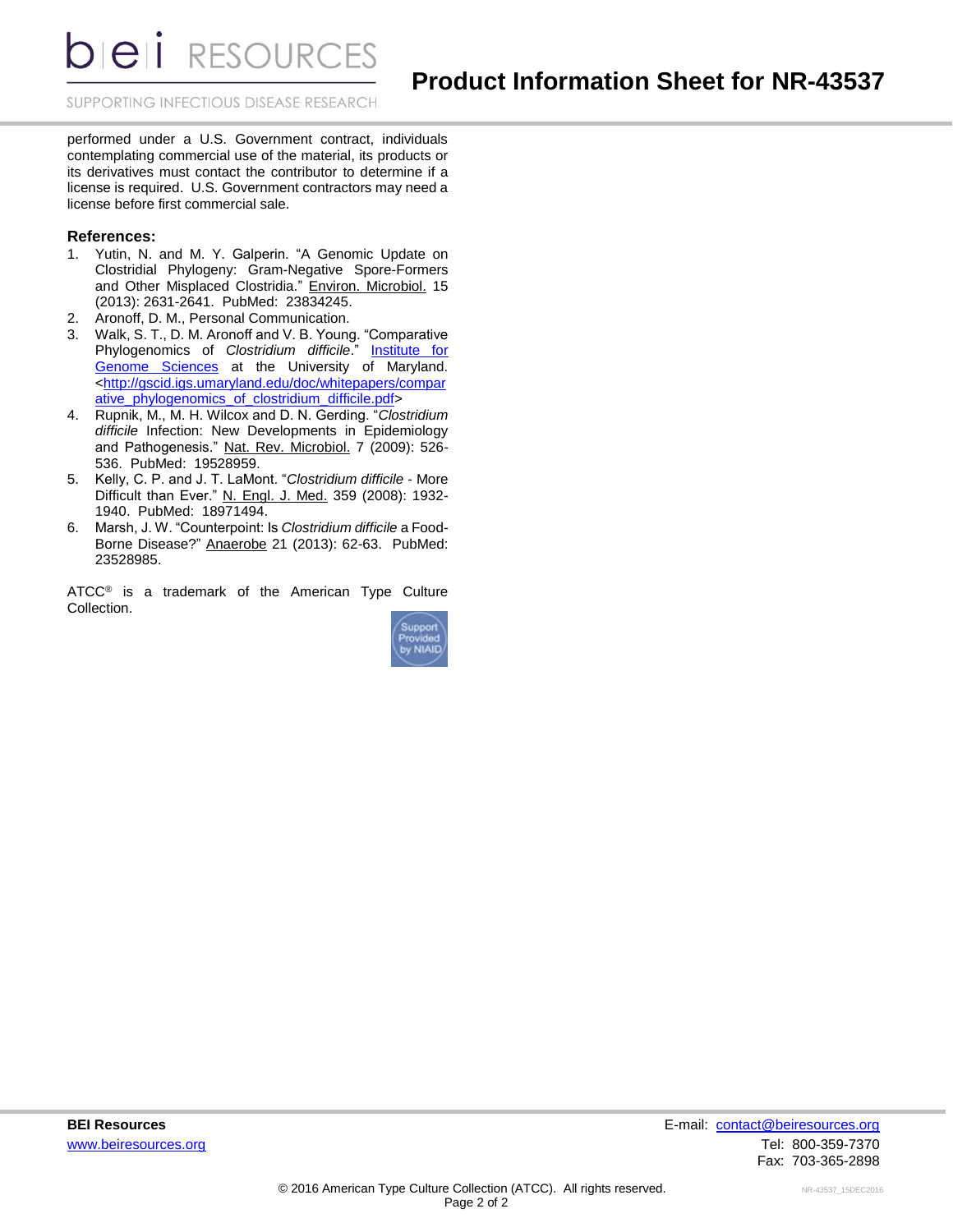performed under a U.S. Government contract, individuals contemplating commercial use of the material, its products or its derivatives must contact the contributor to determine if a license is required. U.S. Government contractors may need a license before first commercial sale.

## References:

1. Yutin, N. and M. Y. Galperin. "A Genomic Update on Clostridial Phylogeny: Gram-Negative Spore-Formers and Other Misplaced Clostridia." Environ. Microbiol. 15 (2013): 2631-2641. PubMed: 23834245.
2. Aronoff, D. M., Personal Communication.
3. Walk, S. T., D. M. Aronoff and V. B. Young. "Comparative Phylogenomics of *Clostridium difficile*." Institute for Genome Sciences at the University of Maryland. <http://gscid.igs.umaryland.edu/doc/whitepapers/comparative_phylogenomics_of_clostridium_difficile.pdf>
4. Rupnik, M., M. H. Wilcox and D. N. Gerding. "*Clostridium difficile* Infection: New Developments in Epidemiology and Pathogenesis." Nat. Rev. Microbiol. 7 (2009): 526-536. PubMed: 19528959.
5. Kelly, C. P. and J. T. LaMont. "*Clostridium difficile* - More Difficult than Ever." N. Engl. J. Med. 359 (2008): 1932-1940. PubMed: 18971494.
6. Marsh, J. W. "Counterpoint: Is *Clostridium difficile* a Food-Borne Disease?" Anaerobe 21 (2013): 62-63. PubMed: 23528985.

ATCC® is a trademark of the American Type Culture Collection.

Support Provided by NIAID

**BEI Resources**
www.beiresources.org

E-mail: contact@beiresources.org
Tel: 800-359-7370
Fax: 703-365-2898

© 2016 American Type Culture Collection (ATCC). All rights reserved.

NR-43537_15DEC2016